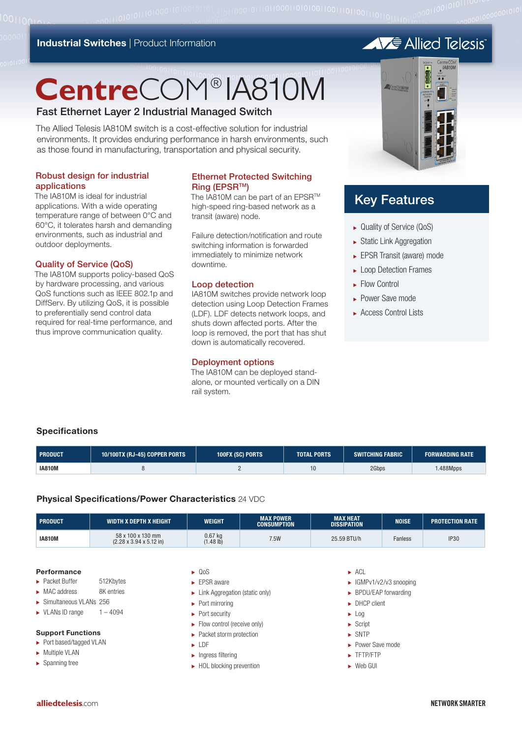Industrial Switches | Product Information

# CentreCOM® IA810M

## Fast Ethernet Layer 2 Industrial Managed Switch

The Allied Telesis IA810M switch is a cost-effective solution for industrial environments. It provides enduring performance in harsh environments, such as those found in manufacturing, transportation and physical security.

### Robust design for industrial applications

The IA810M is ideal for industrial applications. With a wide operating temperature range of between 0°C and 60°C, it tolerates harsh and demanding environments, such as industrial and outdoor deployments.

### Quality of Service (QoS)

The IA810M supports policy-based QoS by hardware processing, and various QoS functions such as IEEE 802.1p and DiffServ. By utilizing QoS, it is possible to preferentially send control data required for real-time performance, and thus improve communication quality.

### Ethernet Protected Switching Ring (EPSR™)

The IA810M can be part of an EPSR™ high-speed ring-based network as a transit (aware) node.

Failure detection/notification and route switching information is forwarded immediately to minimize network downtime.

### Loop detection

IA810M switches provide network loop detection using Loop Detection Frames (LDF). LDF detects network loops, and shuts down affected ports. After the loop is removed, the port that has shut down is automatically recovered.

### Deployment options

The IA810M can be deployed stand-alone, or mounted vertically on a DIN rail system.

## Key Features

- Quality of Service (QoS)
- Static Link Aggregation
- EPSR Transit (aware) mode
- Loop Detection Frames
- Flow Control
- Power Save mode
- Access Control Lists

## Specifications

| PRODUCT | 10/100TX (RJ-45) COPPER PORTS | 100FX (SC) PORTS | TOTAL PORTS | SWITCHING FABRIC | FORWARDING RATE |
|---|---|---|---|---|---|
| IA810M | 8 | 2 | 10 | 2Gbps | 1.488Mpps |

## Physical Specifications/Power Characteristics 24 VDC

| PRODUCT | WIDTH X DEPTH X HEIGHT | WEIGHT | MAX POWER CONSUMPTION | MAX HEAT DISSIPATION | NOISE | PROTECTION RATE |
|---|---|---|---|---|---|---|
| IA810M | 58 x 100 x 130 mm (2.28 x 3.94 x 5.12 in) | 0.67 kg (1.48 lb) | 7.5W | 25.59 BTU/h | Fanless | IP30 |

### Performance

- Packet Buffer 512Kbytes
- MAC address 8K entries
- Simultaneous VLANs 256
- VLANs ID range 1 – 4094

### Support Functions

- Port based/tagged VLAN
- Multiple VLAN
- Spanning tree
- QoS
- EPSR aware
- Link Aggregation (static only)
- Port mirroring
- Port security
- Flow control (receive only)
- Packet storm protection
- LDF
- Ingress filtering
- HOL blocking prevention
- ACL
- IGMPv1/v2/v3 snooping
- BPDU/EAP forwarding
- DHCP client
- Log
- Script
- SNTP
- Power Save mode
- TFTP/FTP
- Web GUI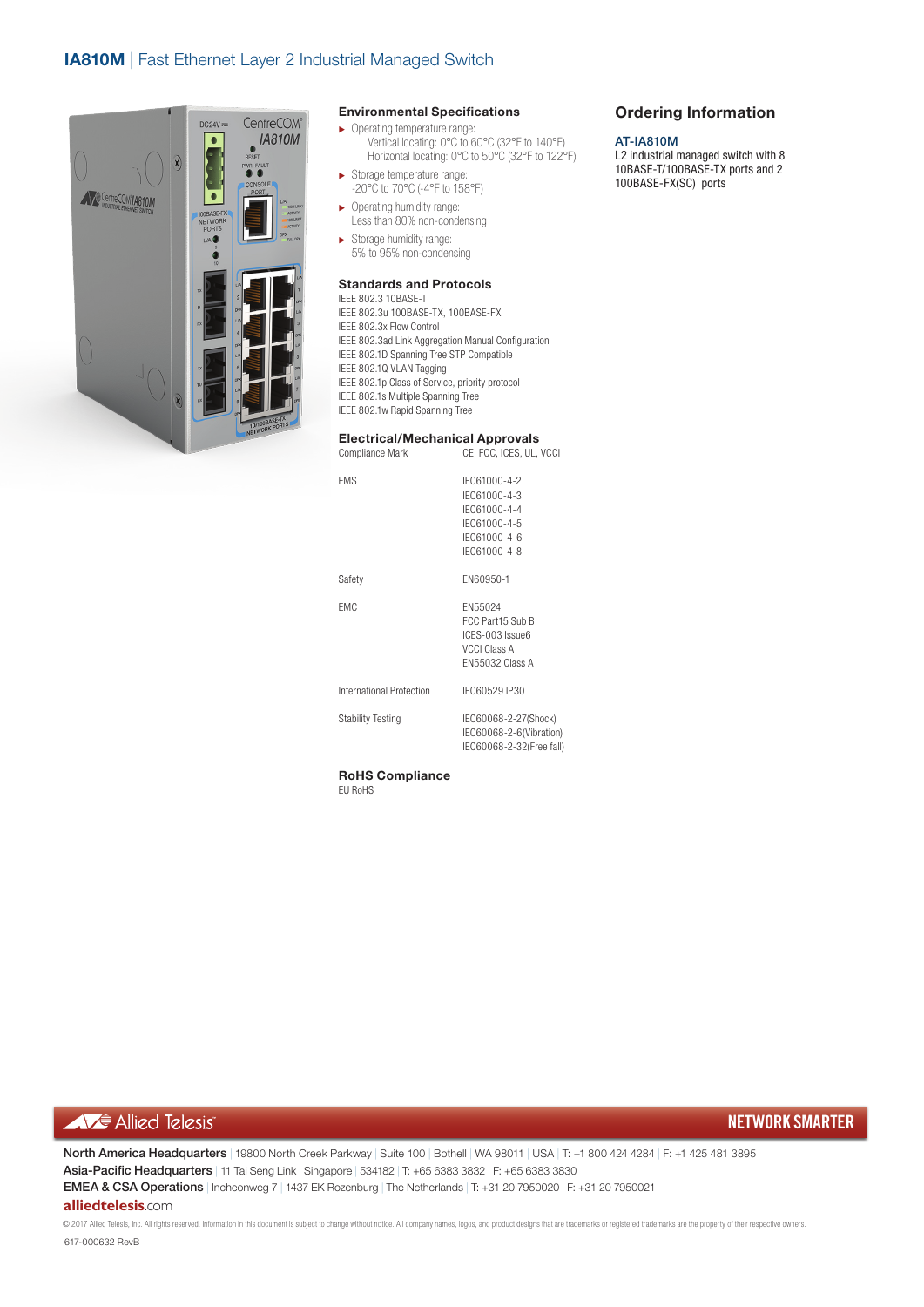# IA810M | Fast Ethernet Layer 2 Industrial Managed Switch

### Environmental Specifications

- Operating temperature range:
  Vertical locating: 0°C to 60°C (32°F to 140°F)
  Horizontal locating: 0°C to 50°C (32°F to 122°F)
- Storage temperature range:
  -20°C to 70°C (-4°F to 158°F)
- Operating humidity range:
  Less than 80% non-condensing
- Storage humidity range:
  5% to 95% non-condensing

### Standards and Protocols

IEEE 802.3 10BASE-T
IEEE 802.3u 100BASE-TX, 100BASE-FX
IEEE 802.3x Flow Control
IEEE 802.3ad Link Aggregation Manual Configuration
IEEE 802.1D Spanning Tree STP Compatible
IEEE 802.1Q VLAN Tagging
IEEE 802.1p Class of Service, priority protocol
IEEE 802.1s Multiple Spanning Tree
IEEE 802.1w Rapid Spanning Tree

### Electrical/Mechanical Approvals

| | |
|---|---|
| Compliance Mark | CE, FCC, ICES, UL, VCCI |
| EMS | IEC61000-4-2<br>IEC61000-4-3<br>IEC61000-4-4<br>IEC61000-4-5<br>IEC61000-4-6<br>IEC61000-4-8 |
| Safety | EN60950-1 |
| EMC | EN55024<br>FCC Part15 Sub B<br>ICES-003 Issue6<br>VCCI Class A<br>EN55032 Class A |
| International Protection | IEC60529 IP30 |
| Stability Testing | IEC60068-2-27(Shock)<br>IEC60068-2-6(Vibration)<br>IEC60068-2-32(Free fall) |

### RoHS Compliance

EU RoHS

## Ordering Information

**AT-IA810M**
L2 industrial managed switch with 8 10BASE-T/100BASE-TX ports and 2 100BASE-FX(SC) ports

Allied Telesis — NETWORK SMARTER

**North America Headquarters** | 19800 North Creek Parkway | Suite 100 | Bothell | WA 98011 | USA | T: +1 800 424 4284 | F: +1 425 481 3895
**Asia-Pacific Headquarters** | 11 Tai Seng Link | Singapore | 534182 | T: +65 6383 3832 | F: +65 6383 3830
**EMEA & CSA Operations** | Incheonweg 7 | 1437 EK Rozenburg | The Netherlands | T: +31 20 7950020 | F: +31 20 7950021

**alliedtelesis**.com

© 2017 Allied Telesis, Inc. All rights reserved. Information in this document is subject to change without notice. All company names, logos, and product designs that are trademarks or registered trademarks are the property of their respective owners.

617-000632 RevB